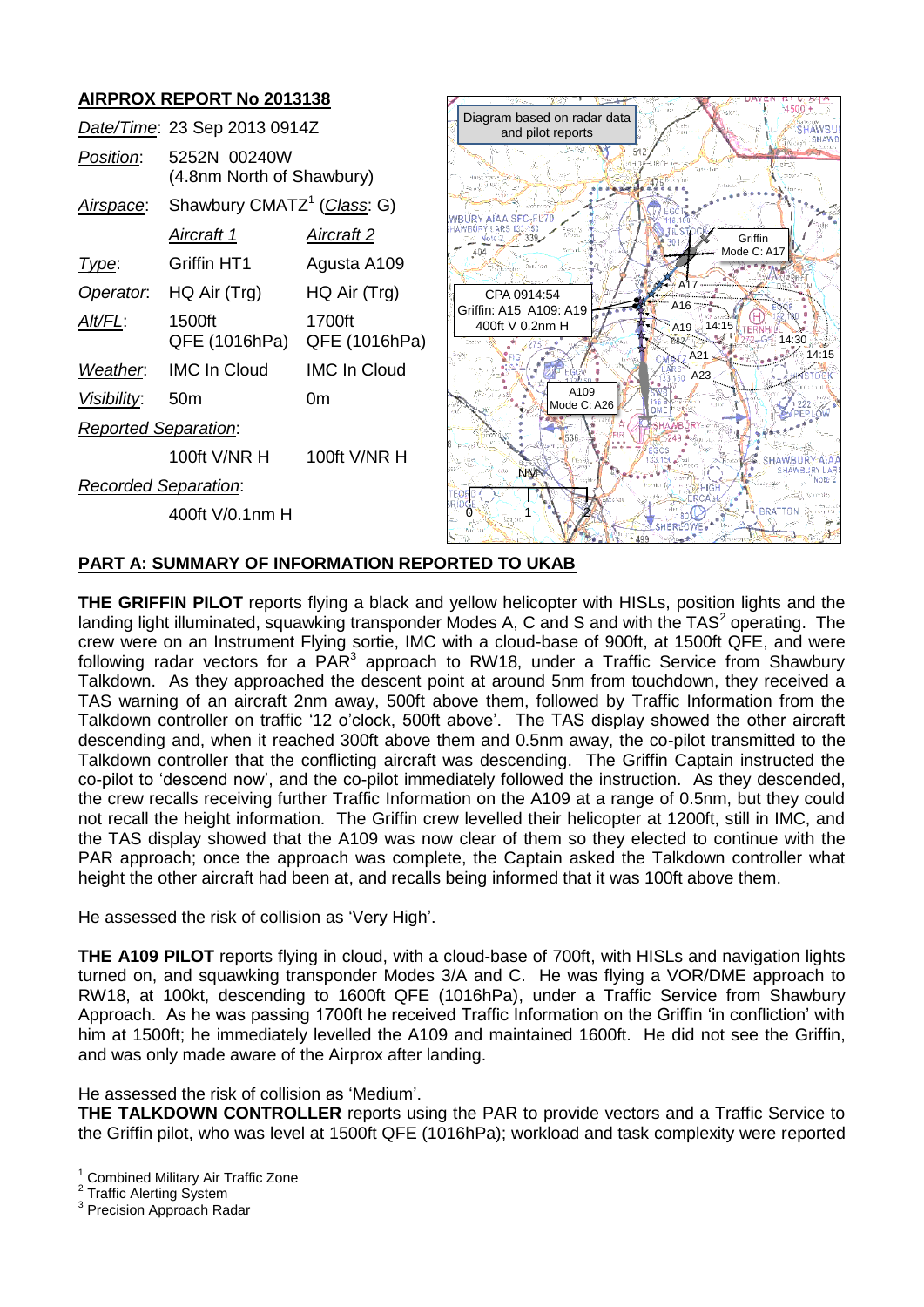## AIRPROX REPORT No 2013138

| | | |
|---|---|---|
| *Date/Time*: | 23 Sep 2013 0914Z | |
| *Position*: | 5252N 00240W (4.8nm North of Shawbury) | |
| *Airspace*: | Shawbury CMATZ[1] (*Class*: G) | |
| | *Aircraft 1* | *Aircraft 2* |
| *Type*: | Griffin HT1 | Agusta A109 |
| *Operator*: | HQ Air (Trg) | HQ Air (Trg) |
| *Alt/FL*: | 1500ft QFE (1016hPa) | 1700ft QFE (1016hPa) |
| *Weather*: | IMC In Cloud | IMC In Cloud |
| *Visibility*: | 50m | 0m |
| *Reported Separation*: | | |
| | 100ft V/NR H | 100ft V/NR H |
| *Recorded Separation*: | | |
| | 400ft V/0.1nm H | |

Diagram based on radar data and pilot reports

CPA 0914:54 Griffin: A15 A109: A19 400ft V 0.2nm H

Griffin Mode C: A17

A109 Mode C: A26

## PART A: SUMMARY OF INFORMATION REPORTED TO UKAB

**THE GRIFFIN PILOT** reports flying a black and yellow helicopter with HISLs, position lights and the landing light illuminated, squawking transponder Modes A, C and S and with the TAS[2] operating. The crew were on an Instrument Flying sortie, IMC with a cloud-base of 900ft, at 1500ft QFE, and were following radar vectors for a PAR[3] approach to RW18, under a Traffic Service from Shawbury Talkdown. As they approached the descent point at around 5nm from touchdown, they received a TAS warning of an aircraft 2nm away, 500ft above them, followed by Traffic Information from the Talkdown controller on traffic '12 o'clock, 500ft above'. The TAS display showed the other aircraft descending and, when it reached 300ft above them and 0.5nm away, the co-pilot transmitted to the Talkdown controller that the conflicting aircraft was descending. The Griffin Captain instructed the co-pilot to 'descend now', and the co-pilot immediately followed the instruction. As they descended, the crew recalls receiving further Traffic Information on the A109 at a range of 0.5nm, but they could not recall the height information. The Griffin crew levelled their helicopter at 1200ft, still in IMC, and the TAS display showed that the A109 was now clear of them so they elected to continue with the PAR approach; once the approach was complete, the Captain asked the Talkdown controller what height the other aircraft had been at, and recalls being informed that it was 100ft above them.

He assessed the risk of collision as 'Very High'.

**THE A109 PILOT** reports flying in cloud, with a cloud-base of 700ft, with HISLs and navigation lights turned on, and squawking transponder Modes 3/A and C. He was flying a VOR/DME approach to RW18, at 100kt, descending to 1600ft QFE (1016hPa), under a Traffic Service from Shawbury Approach. As he was passing 1700ft he received Traffic Information on the Griffin 'in confliction' with him at 1500ft; he immediately levelled the A109 and maintained 1600ft. He did not see the Griffin, and was only made aware of the Airprox after landing.

He assessed the risk of collision as 'Medium'.

**THE TALKDOWN CONTROLLER** reports using the PAR to provide vectors and a Traffic Service to the Griffin pilot, who was level at 1500ft QFE (1016hPa); workload and task complexity were reported

---

[1] Combined Military Air Traffic Zone
[2] Traffic Alerting System
[3] Precision Approach Radar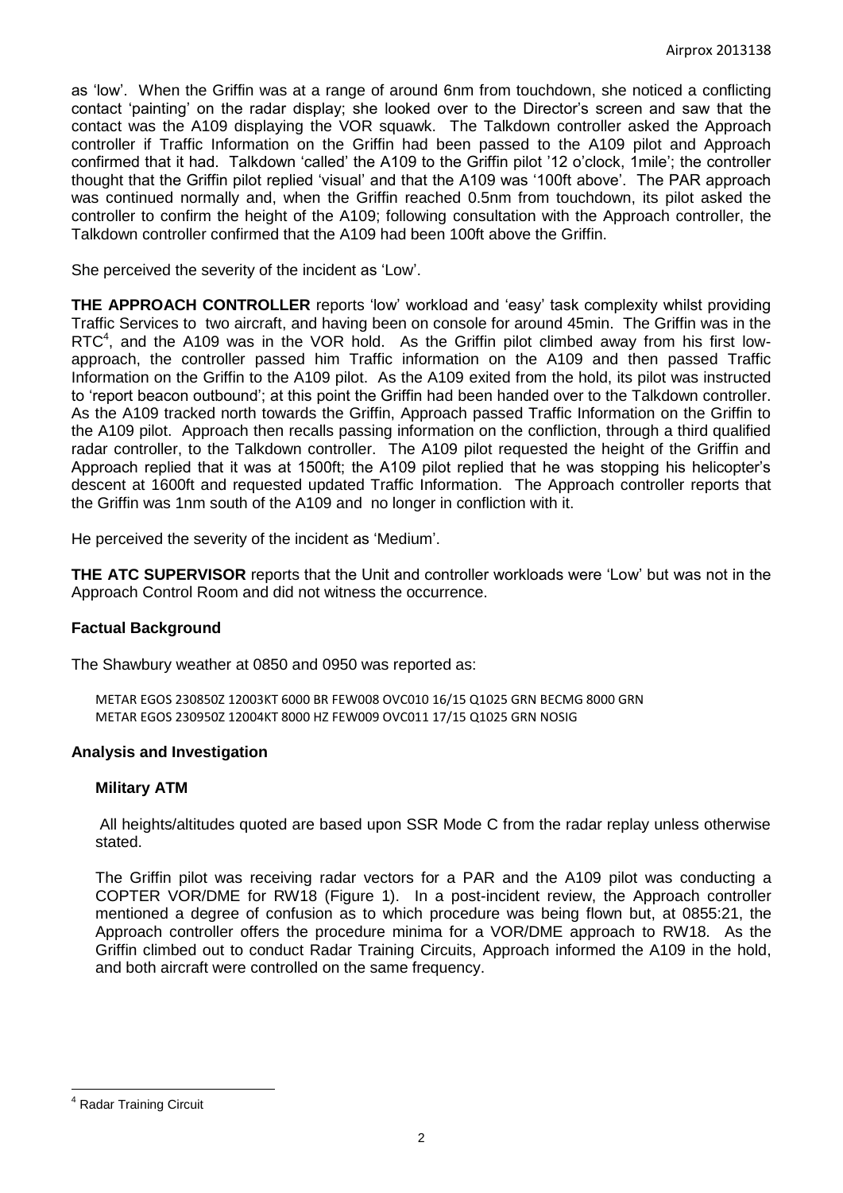as 'low'. When the Griffin was at a range of around 6nm from touchdown, she noticed a conflicting contact 'painting' on the radar display; she looked over to the Director's screen and saw that the contact was the A109 displaying the VOR squawk. The Talkdown controller asked the Approach controller if Traffic Information on the Griffin had been passed to the A109 pilot and Approach confirmed that it had. Talkdown 'called' the A109 to the Griffin pilot '12 o'clock, 1mile'; the controller thought that the Griffin pilot replied 'visual' and that the A109 was '100ft above'. The PAR approach was continued normally and, when the Griffin reached 0.5nm from touchdown, its pilot asked the controller to confirm the height of the A109; following consultation with the Approach controller, the Talkdown controller confirmed that the A109 had been 100ft above the Griffin.

She perceived the severity of the incident as 'Low'.

**THE APPROACH CONTROLLER** reports 'low' workload and 'easy' task complexity whilst providing Traffic Services to two aircraft, and having been on console for around 45min. The Griffin was in the RTC[4], and the A109 was in the VOR hold. As the Griffin pilot climbed away from his first low-approach, the controller passed him Traffic information on the A109 and then passed Traffic Information on the Griffin to the A109 pilot. As the A109 exited from the hold, its pilot was instructed to 'report beacon outbound'; at this point the Griffin had been handed over to the Talkdown controller. As the A109 tracked north towards the Griffin, Approach passed Traffic Information on the Griffin to the A109 pilot. Approach then recalls passing information on the confliction, through a third qualified radar controller, to the Talkdown controller. The A109 pilot requested the height of the Griffin and Approach replied that it was at 1500ft; the A109 pilot replied that he was stopping his helicopter's descent at 1600ft and requested updated Traffic Information. The Approach controller reports that the Griffin was 1nm south of the A109 and no longer in confliction with it.

He perceived the severity of the incident as 'Medium'.

**THE ATC SUPERVISOR** reports that the Unit and controller workloads were 'Low' but was not in the Approach Control Room and did not witness the occurrence.

## Factual Background

The Shawbury weather at 0850 and 0950 was reported as:

METAR EGOS 230850Z 12003KT 6000 BR FEW008 OVC010 16/15 Q1025 GRN BECMG 8000 GRN
METAR EGOS 230950Z 12004KT 8000 HZ FEW009 OVC011 17/15 Q1025 GRN NOSIG

## Analysis and Investigation

### Military ATM

All heights/altitudes quoted are based upon SSR Mode C from the radar replay unless otherwise stated.

The Griffin pilot was receiving radar vectors for a PAR and the A109 pilot was conducting a COPTER VOR/DME for RW18 (Figure 1). In a post-incident review, the Approach controller mentioned a degree of confusion as to which procedure was being flown but, at 0855:21, the Approach controller offers the procedure minima for a VOR/DME approach to RW18. As the Griffin climbed out to conduct Radar Training Circuits, Approach informed the A109 in the hold, and both aircraft were controlled on the same frequency.

[4] Radar Training Circuit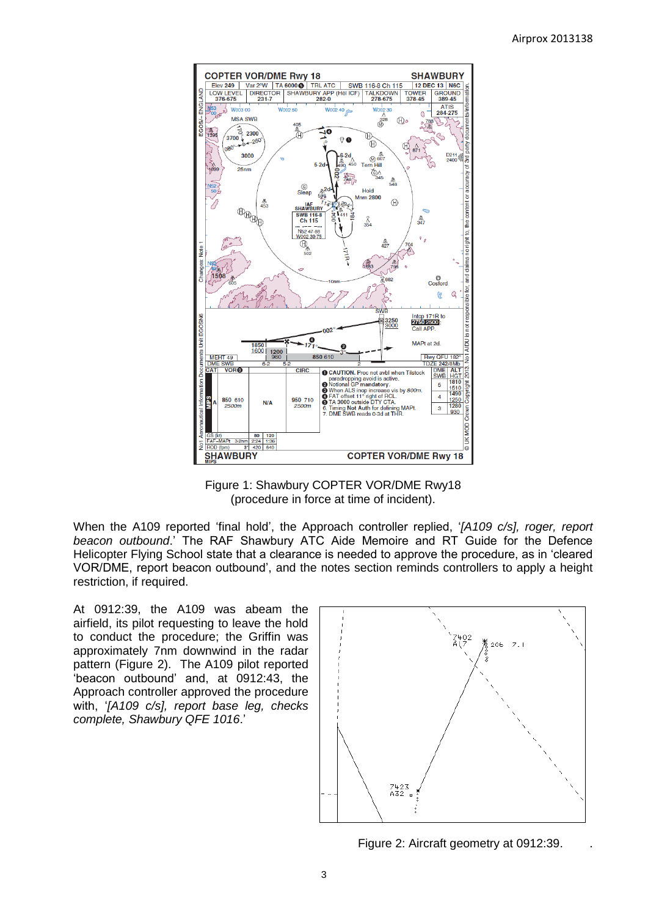Figure 1: Shawbury COPTER VOR/DME Rwy18 (procedure in force at time of incident).

When the A109 reported 'final hold', the Approach controller replied, '*[A109 c/s], roger, report beacon outbound*.' The RAF Shawbury ATC Aide Memoire and RT Guide for the Defence Helicopter Flying School state that a clearance is needed to approve the procedure, as in 'cleared VOR/DME, report beacon outbound', and the notes section reminds controllers to apply a height restriction, if required.

At 0912:39, the A109 was abeam the airfield, its pilot requesting to leave the hold to conduct the procedure; the Griffin was approximately 7nm downwind in the radar pattern (Figure 2). The A109 pilot reported 'beacon outbound' and, at 0912:43, the Approach controller approved the procedure with, '*[A109 c/s], report base leg, checks complete, Shawbury QFE 1016*.'

Figure 2: Aircraft geometry at 0912:39.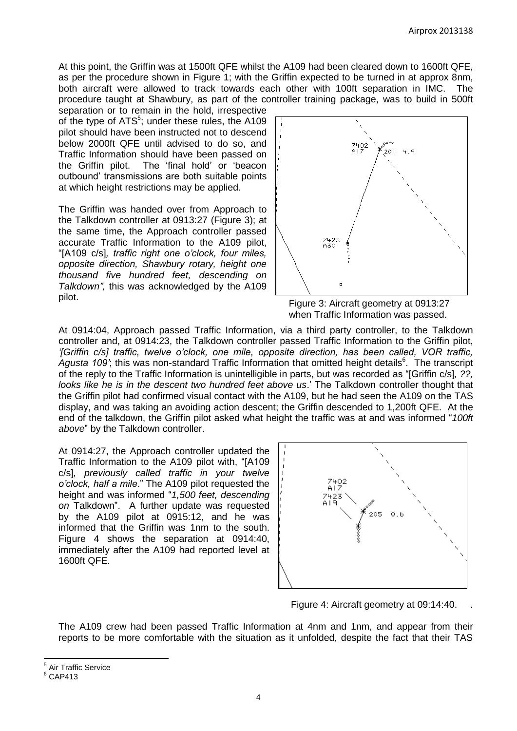At this point, the Griffin was at 1500ft QFE whilst the A109 had been cleared down to 1600ft QFE, as per the procedure shown in Figure 1; with the Griffin expected to be turned in at approx 8nm, both aircraft were allowed to track towards each other with 100ft separation in IMC. The procedure taught at Shawbury, as part of the controller training package, was to build in 500ft separation or to remain in the hold, irrespective of the type of ATS[5]; under these rules, the A109 pilot should have been instructed not to descend below 2000ft QFE until advised to do so, and Traffic Information should have been passed on the Griffin pilot. The 'final hold' or 'beacon outbound' transmissions are both suitable points at which height restrictions may be applied.

The Griffin was handed over from Approach to the Talkdown controller at 0913:27 (Figure 3); at the same time, the Approach controller passed accurate Traffic Information to the A109 pilot, "[A109 c/s]*, traffic right one o'clock, four miles, opposite direction, Shawbury rotary, height one thousand five hundred feet, descending on Talkdown",* this was acknowledged by the A109 pilot.

Figure 3: Aircraft geometry at 0913:27 when Traffic Information was passed.

At 0914:04, Approach passed Traffic Information, via a third party controller, to the Talkdown controller and, at 0914:23, the Talkdown controller passed Traffic Information to the Griffin pilot, *'[Griffin c/s] traffic, twelve o'clock, one mile, opposite direction, has been called, VOR traffic, Agusta 109'*; this was non-standard Traffic Information that omitted height details[6]. The transcript of the reply to the Traffic Information is unintelligible in parts, but was recorded as "[Griffin c/s]*, ??, looks like he is in the descent two hundred feet above us*.' The Talkdown controller thought that the Griffin pilot had confirmed visual contact with the A109, but he had seen the A109 on the TAS display, and was taking an avoiding action descent; the Griffin descended to 1,200ft QFE. At the end of the talkdown, the Griffin pilot asked what height the traffic was at and was informed "*100ft above*" by the Talkdown controller.

At 0914:27, the Approach controller updated the Traffic Information to the A109 pilot with, "[A109 c/s]*, previously called traffic in your twelve o'clock, half a mile*." The A109 pilot requested the height and was informed "*1,500 feet, descending on* Talkdown". A further update was requested by the A109 pilot at 0915:12, and he was informed that the Griffin was 1nm to the south. Figure 4 shows the separation at 0914:40, immediately after the A109 had reported level at 1600ft QFE.

Figure 4: Aircraft geometry at 09:14:40.

The A109 crew had been passed Traffic Information at 4nm and 1nm, and appear from their reports to be more comfortable with the situation as it unfolded, despite the fact that their TAS

---

[5] Air Traffic Service

[6] CAP413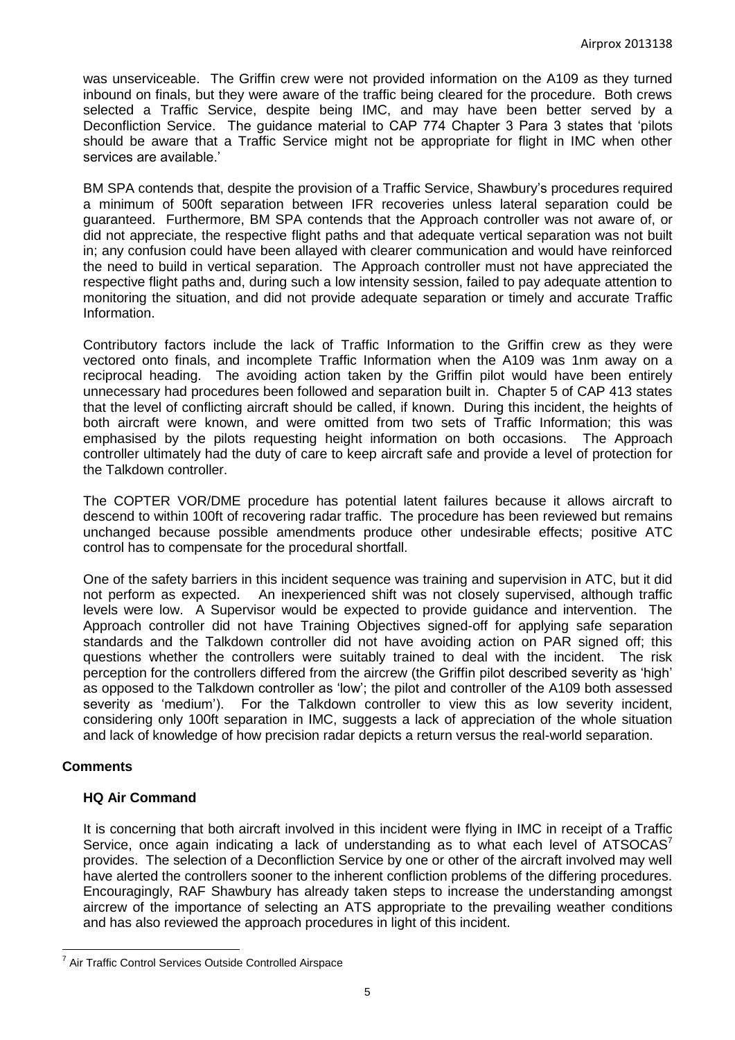was unserviceable. The Griffin crew were not provided information on the A109 as they turned inbound on finals, but they were aware of the traffic being cleared for the procedure. Both crews selected a Traffic Service, despite being IMC, and may have been better served by a Deconfliction Service. The guidance material to CAP 774 Chapter 3 Para 3 states that 'pilots should be aware that a Traffic Service might not be appropriate for flight in IMC when other services are available.'

BM SPA contends that, despite the provision of a Traffic Service, Shawbury's procedures required a minimum of 500ft separation between IFR recoveries unless lateral separation could be guaranteed. Furthermore, BM SPA contends that the Approach controller was not aware of, or did not appreciate, the respective flight paths and that adequate vertical separation was not built in; any confusion could have been allayed with clearer communication and would have reinforced the need to build in vertical separation. The Approach controller must not have appreciated the respective flight paths and, during such a low intensity session, failed to pay adequate attention to monitoring the situation, and did not provide adequate separation or timely and accurate Traffic Information.

Contributory factors include the lack of Traffic Information to the Griffin crew as they were vectored onto finals, and incomplete Traffic Information when the A109 was 1nm away on a reciprocal heading. The avoiding action taken by the Griffin pilot would have been entirely unnecessary had procedures been followed and separation built in. Chapter 5 of CAP 413 states that the level of conflicting aircraft should be called, if known. During this incident, the heights of both aircraft were known, and were omitted from two sets of Traffic Information; this was emphasised by the pilots requesting height information on both occasions. The Approach controller ultimately had the duty of care to keep aircraft safe and provide a level of protection for the Talkdown controller.

The COPTER VOR/DME procedure has potential latent failures because it allows aircraft to descend to within 100ft of recovering radar traffic. The procedure has been reviewed but remains unchanged because possible amendments produce other undesirable effects; positive ATC control has to compensate for the procedural shortfall.

One of the safety barriers in this incident sequence was training and supervision in ATC, but it did not perform as expected. An inexperienced shift was not closely supervised, although traffic levels were low. A Supervisor would be expected to provide guidance and intervention. The Approach controller did not have Training Objectives signed-off for applying safe separation standards and the Talkdown controller did not have avoiding action on PAR signed off; this questions whether the controllers were suitably trained to deal with the incident. The risk perception for the controllers differed from the aircrew (the Griffin pilot described severity as 'high' as opposed to the Talkdown controller as 'low'; the pilot and controller of the A109 both assessed severity as 'medium'). For the Talkdown controller to view this as low severity incident, considering only 100ft separation in IMC, suggests a lack of appreciation of the whole situation and lack of knowledge of how precision radar depicts a return versus the real-world separation.

## Comments

### HQ Air Command

It is concerning that both aircraft involved in this incident were flying in IMC in receipt of a Traffic Service, once again indicating a lack of understanding as to what each level of ATSOCAS[7] provides. The selection of a Deconfliction Service by one or other of the aircraft involved may well have alerted the controllers sooner to the inherent confliction problems of the differing procedures. Encouragingly, RAF Shawbury has already taken steps to increase the understanding amongst aircrew of the importance of selecting an ATS appropriate to the prevailing weather conditions and has also reviewed the approach procedures in light of this incident.

[7] Air Traffic Control Services Outside Controlled Airspace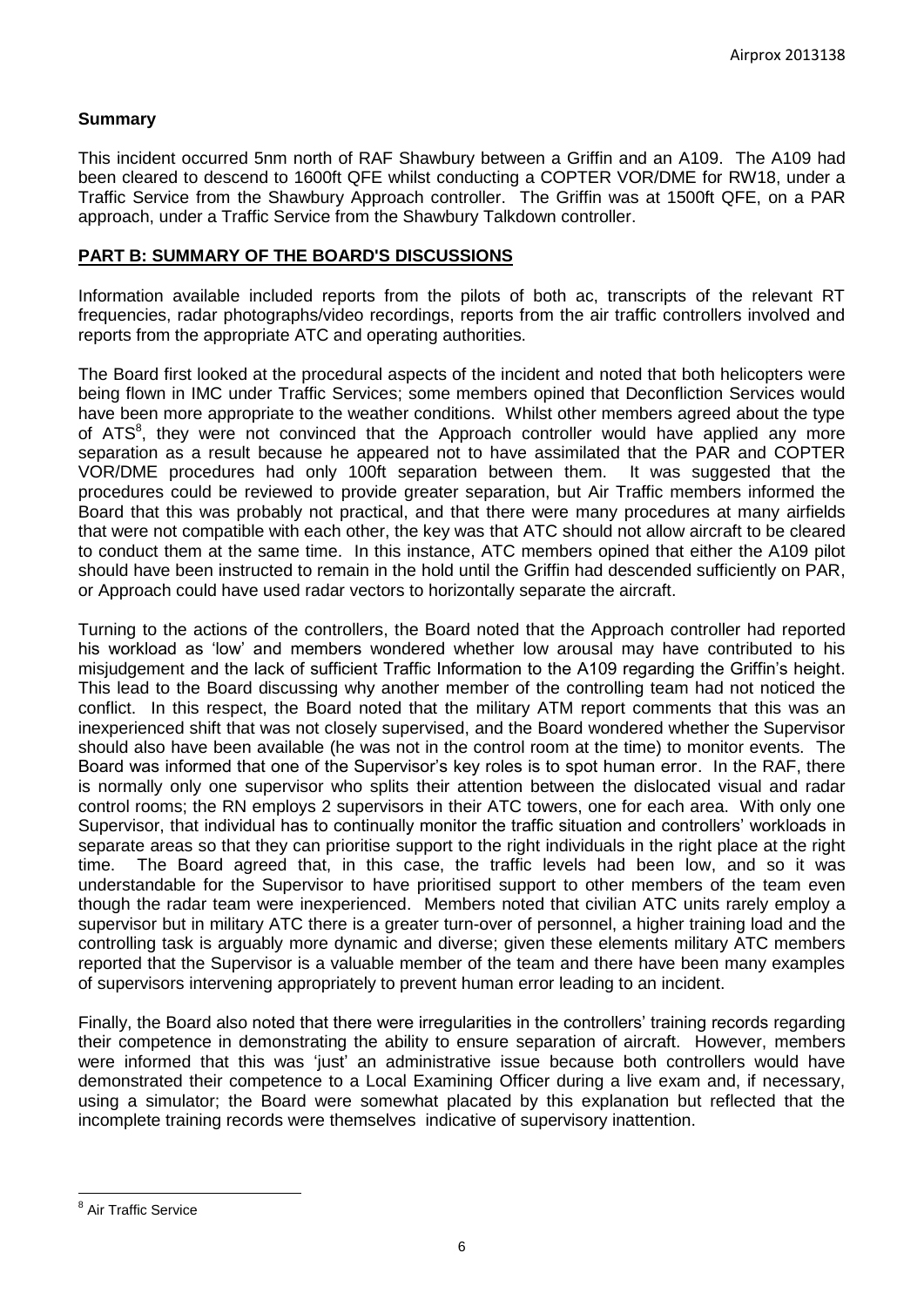## Summary

This incident occurred 5nm north of RAF Shawbury between a Griffin and an A109. The A109 had been cleared to descend to 1600ft QFE whilst conducting a COPTER VOR/DME for RW18, under a Traffic Service from the Shawbury Approach controller. The Griffin was at 1500ft QFE, on a PAR approach, under a Traffic Service from the Shawbury Talkdown controller.

## PART B: SUMMARY OF THE BOARD'S DISCUSSIONS

Information available included reports from the pilots of both ac, transcripts of the relevant RT frequencies, radar photographs/video recordings, reports from the air traffic controllers involved and reports from the appropriate ATC and operating authorities.

The Board first looked at the procedural aspects of the incident and noted that both helicopters were being flown in IMC under Traffic Services; some members opined that Deconfliction Services would have been more appropriate to the weather conditions. Whilst other members agreed about the type of ATS[8], they were not convinced that the Approach controller would have applied any more separation as a result because he appeared not to have assimilated that the PAR and COPTER VOR/DME procedures had only 100ft separation between them. It was suggested that the procedures could be reviewed to provide greater separation, but Air Traffic members informed the Board that this was probably not practical, and that there were many procedures at many airfields that were not compatible with each other, the key was that ATC should not allow aircraft to be cleared to conduct them at the same time. In this instance, ATC members opined that either the A109 pilot should have been instructed to remain in the hold until the Griffin had descended sufficiently on PAR, or Approach could have used radar vectors to horizontally separate the aircraft.

Turning to the actions of the controllers, the Board noted that the Approach controller had reported his workload as 'low' and members wondered whether low arousal may have contributed to his misjudgement and the lack of sufficient Traffic Information to the A109 regarding the Griffin's height. This lead to the Board discussing why another member of the controlling team had not noticed the conflict. In this respect, the Board noted that the military ATM report comments that this was an inexperienced shift that was not closely supervised, and the Board wondered whether the Supervisor should also have been available (he was not in the control room at the time) to monitor events. The Board was informed that one of the Supervisor's key roles is to spot human error. In the RAF, there is normally only one supervisor who splits their attention between the dislocated visual and radar control rooms; the RN employs 2 supervisors in their ATC towers, one for each area. With only one Supervisor, that individual has to continually monitor the traffic situation and controllers' workloads in separate areas so that they can prioritise support to the right individuals in the right place at the right time. The Board agreed that, in this case, the traffic levels had been low, and so it was understandable for the Supervisor to have prioritised support to other members of the team even though the radar team were inexperienced. Members noted that civilian ATC units rarely employ a supervisor but in military ATC there is a greater turn-over of personnel, a higher training load and the controlling task is arguably more dynamic and diverse; given these elements military ATC members reported that the Supervisor is a valuable member of the team and there have been many examples of supervisors intervening appropriately to prevent human error leading to an incident.

Finally, the Board also noted that there were irregularities in the controllers' training records regarding their competence in demonstrating the ability to ensure separation of aircraft. However, members were informed that this was 'just' an administrative issue because both controllers would have demonstrated their competence to a Local Examining Officer during a live exam and, if necessary, using a simulator; the Board were somewhat placated by this explanation but reflected that the incomplete training records were themselves indicative of supervisory inattention.

---

[8] Air Traffic Service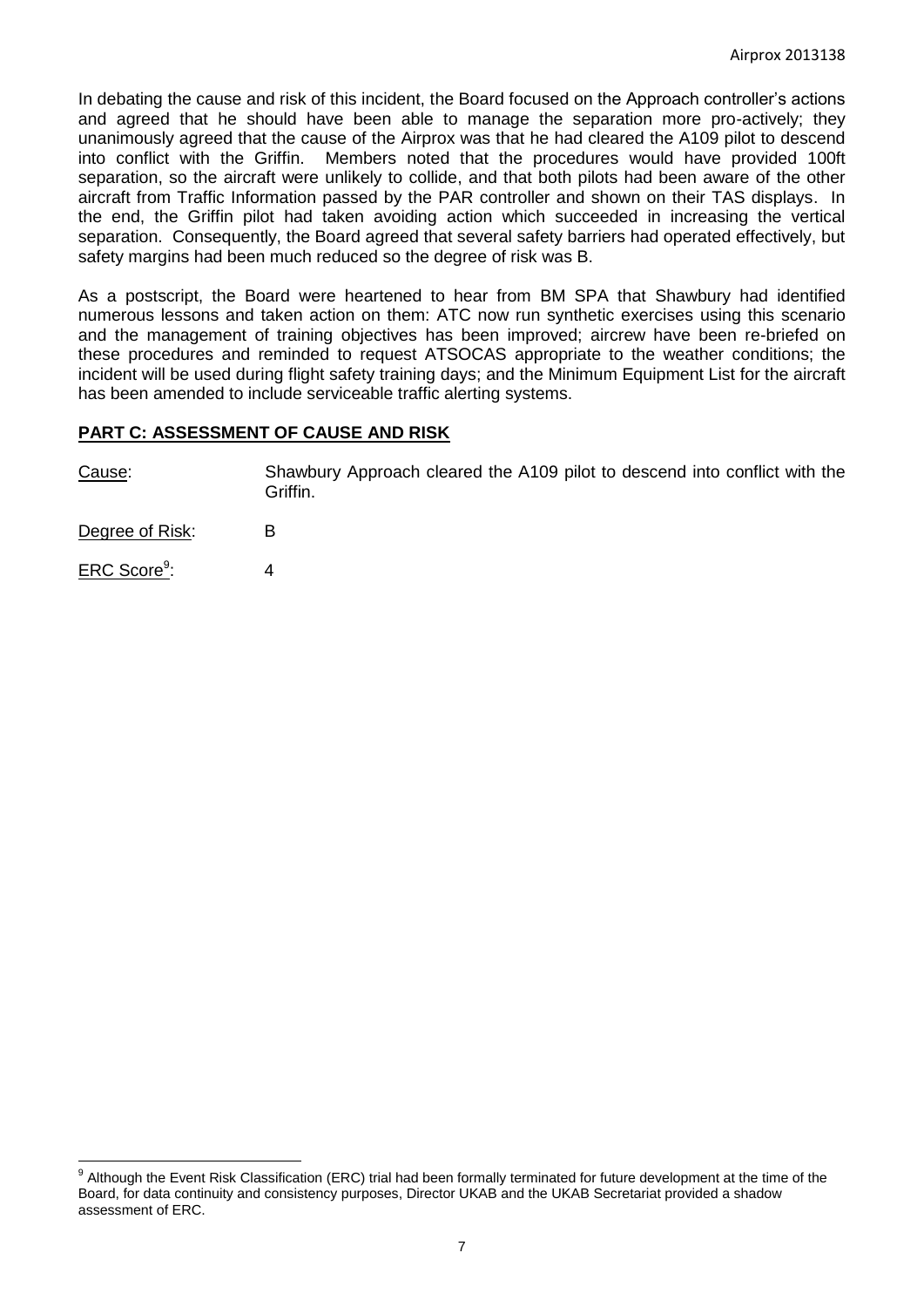In debating the cause and risk of this incident, the Board focused on the Approach controller's actions and agreed that he should have been able to manage the separation more pro-actively; they unanimously agreed that the cause of the Airprox was that he had cleared the A109 pilot to descend into conflict with the Griffin. Members noted that the procedures would have provided 100ft separation, so the aircraft were unlikely to collide, and that both pilots had been aware of the other aircraft from Traffic Information passed by the PAR controller and shown on their TAS displays. In the end, the Griffin pilot had taken avoiding action which succeeded in increasing the vertical separation. Consequently, the Board agreed that several safety barriers had operated effectively, but safety margins had been much reduced so the degree of risk was B.

As a postscript, the Board were heartened to hear from BM SPA that Shawbury had identified numerous lessons and taken action on them: ATC now run synthetic exercises using this scenario and the management of training objectives has been improved; aircrew have been re-briefed on these procedures and reminded to request ATSOCAS appropriate to the weather conditions; the incident will be used during flight safety training days; and the Minimum Equipment List for the aircraft has been amended to include serviceable traffic alerting systems.

## PART C: ASSESSMENT OF CAUSE AND RISK

Cause: Shawbury Approach cleared the A109 pilot to descend into conflict with the Griffin.

Degree of Risk: B

ERC Score[9]: 4

[9] Although the Event Risk Classification (ERC) trial had been formally terminated for future development at the time of the Board, for data continuity and consistency purposes, Director UKAB and the UKAB Secretariat provided a shadow assessment of ERC.